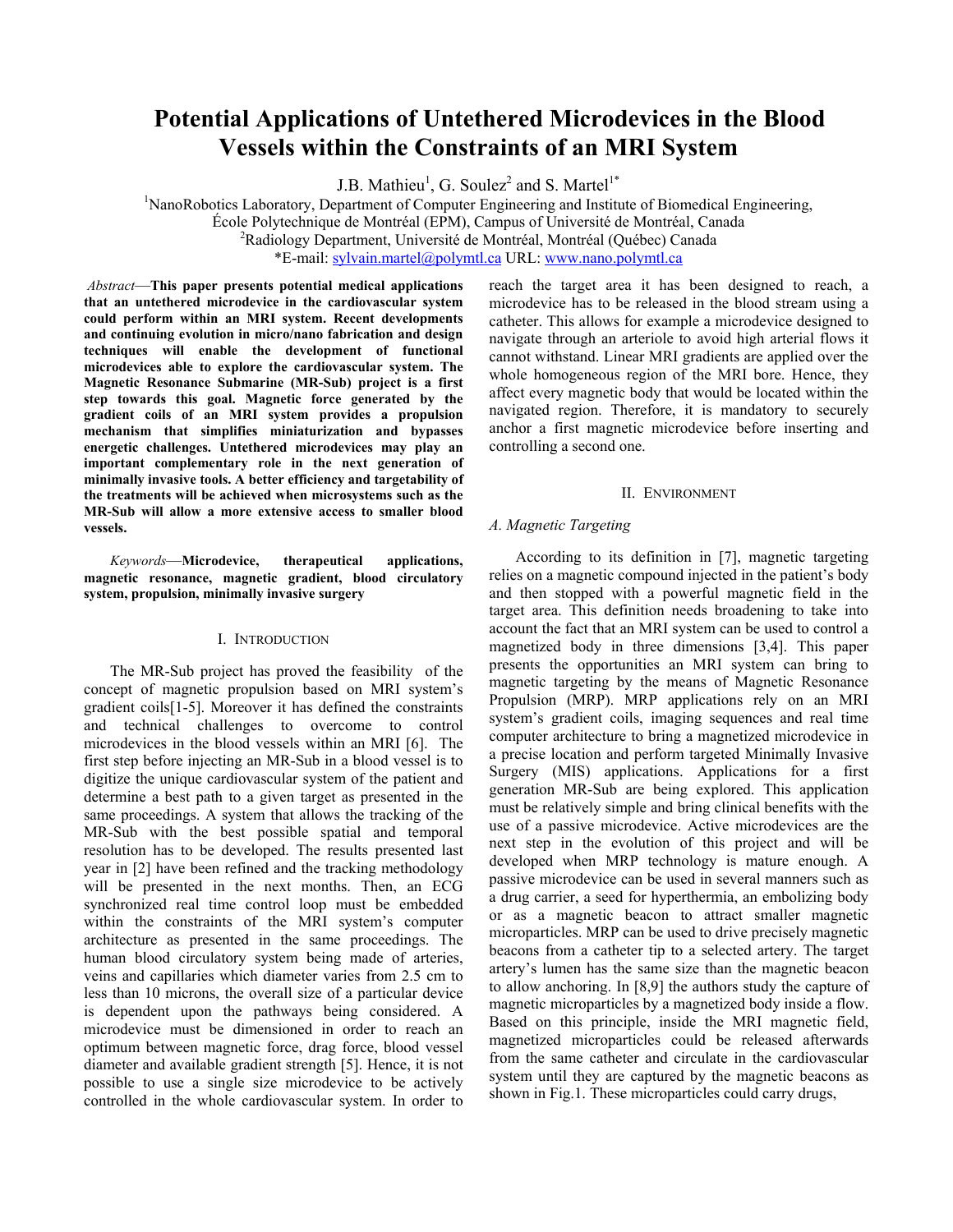# Potential Applications of Untethered Microdevices in the Blood Vessels within the Constraints of an MRI System

J.B. Mathieu[1], G. Soulez[2] and S. Martel[1*]

[1]NanoRobotics Laboratory, Department of Computer Engineering and Institute of Biomedical Engineering, École Polytechnique de Montréal (EPM), Campus of Université de Montréal, Canada

[2]Radiology Department, Université de Montréal, Montréal (Québec) Canada

*E-mail: sylvain.martel@polymtl.ca URL: www.nano.polymtl.ca

*Abstract*—**This paper presents potential medical applications that an untethered microdevice in the cardiovascular system could perform within an MRI system. Recent developments and continuing evolution in micro/nano fabrication and design techniques will enable the development of functional microdevices able to explore the cardiovascular system. The Magnetic Resonance Submarine (MR-Sub) project is a first step towards this goal. Magnetic force generated by the gradient coils of an MRI system provides a propulsion mechanism that simplifies miniaturization and bypasses energetic challenges. Untethered microdevices may play an important complementary role in the next generation of minimally invasive tools. A better efficiency and targetability of the treatments will be achieved when microsystems such as the MR-Sub will allow a more extensive access to smaller blood vessels.**

*Keywords*—**Microdevice, therapeutical applications, magnetic resonance, magnetic gradient, blood circulatory system, propulsion, minimally invasive surgery**

## I. Introduction

The MR-Sub project has proved the feasibility of the concept of magnetic propulsion based on MRI system's gradient coils[1-5]. Moreover it has defined the constraints and technical challenges to overcome to control microdevices in the blood vessels within an MRI [6]. The first step before injecting an MR-Sub in a blood vessel is to digitize the unique cardiovascular system of the patient and determine a best path to a given target as presented in the same proceedings. A system that allows the tracking of the MR-Sub with the best possible spatial and temporal resolution has to be developed. The results presented last year in [2] have been refined and the tracking methodology will be presented in the next months. Then, an ECG synchronized real time control loop must be embedded within the constraints of the MRI system's computer architecture as presented in the same proceedings. The human blood circulatory system being made of arteries, veins and capillaries which diameter varies from 2.5 cm to less than 10 microns, the overall size of a particular device is dependent upon the pathways being considered. A microdevice must be dimensioned in order to reach an optimum between magnetic force, drag force, blood vessel diameter and available gradient strength [5]. Hence, it is not possible to use a single size microdevice to be actively controlled in the whole cardiovascular system. In order to reach the target area it has been designed to reach, a microdevice has to be released in the blood stream using a catheter. This allows for example a microdevice designed to navigate through an arteriole to avoid high arterial flows it cannot withstand. Linear MRI gradients are applied over the whole homogeneous region of the MRI bore. Hence, they affect every magnetic body that would be located within the navigated region. Therefore, it is mandatory to securely anchor a first magnetic microdevice before inserting and controlling a second one.

## II. Environment

### A. Magnetic Targeting

According to its definition in [7], magnetic targeting relies on a magnetic compound injected in the patient's body and then stopped with a powerful magnetic field in the target area. This definition needs broadening to take into account the fact that an MRI system can be used to control a magnetized body in three dimensions [3,4]. This paper presents the opportunities an MRI system can bring to magnetic targeting by the means of Magnetic Resonance Propulsion (MRP). MRP applications rely on an MRI system's gradient coils, imaging sequences and real time computer architecture to bring a magnetized microdevice in a precise location and perform targeted Minimally Invasive Surgery (MIS) applications. Applications for a first generation MR-Sub are being explored. This application must be relatively simple and bring clinical benefits with the use of a passive microdevice. Active microdevices are the next step in the evolution of this project and will be developed when MRP technology is mature enough. A passive microdevice can be used in several manners such as a drug carrier, a seed for hyperthermia, an embolizing body or as a magnetic beacon to attract smaller magnetic microparticles. MRP can be used to drive precisely magnetic beacons from a catheter tip to a selected artery. The target artery's lumen has the same size than the magnetic beacon to allow anchoring. In [8,9] the authors study the capture of magnetic microparticles by a magnetized body inside a flow. Based on this principle, inside the MRI magnetic field, magnetized microparticles could be released afterwards from the same catheter and circulate in the cardiovascular system until they are captured by the magnetic beacons as shown in Fig.1. These microparticles could carry drugs,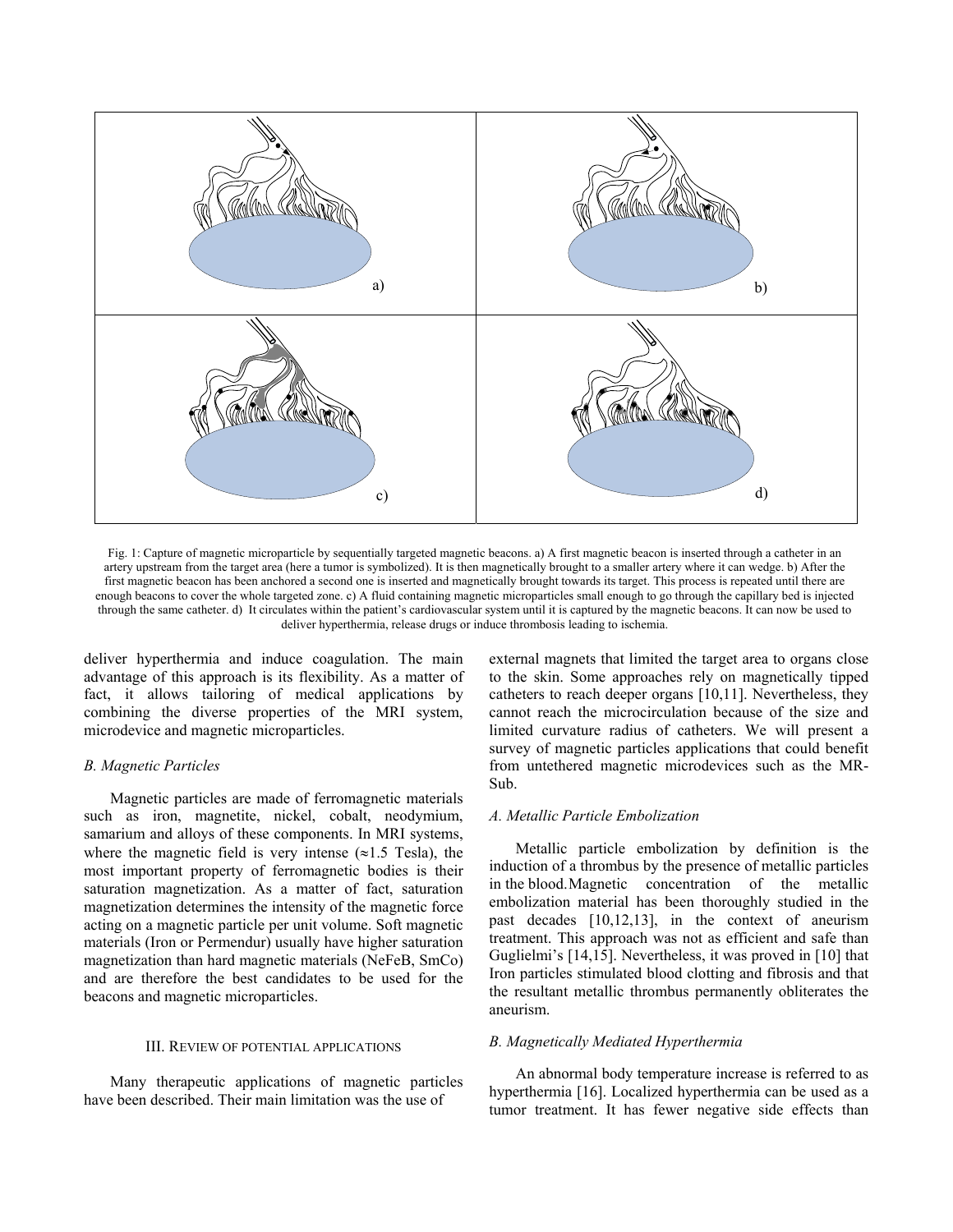Fig. 1: Capture of magnetic microparticle by sequentially targeted magnetic beacons. a) A first magnetic beacon is inserted through a catheter in an artery upstream from the target area (here a tumor is symbolized). It is then magnetically brought to a smaller artery where it can wedge. b) After the first magnetic beacon has been anchored a second one is inserted and magnetically brought towards its target. This process is repeated until there are enough beacons to cover the whole targeted zone. c) A fluid containing magnetic microparticles small enough to go through the capillary bed is injected through the same catheter. d) It circulates within the patient's cardiovascular system until it is captured by the magnetic beacons. It can now be used to deliver hyperthermia, release drugs or induce thrombosis leading to ischemia.

deliver hyperthermia and induce coagulation. The main advantage of this approach is its flexibility. As a matter of fact, it allows tailoring of medical applications by combining the diverse properties of the MRI system, microdevice and magnetic microparticles.

### *B. Magnetic Particles*

Magnetic particles are made of ferromagnetic materials such as iron, magnetite, nickel, cobalt, neodymium, samarium and alloys of these components. In MRI systems, where the magnetic field is very intense ($\approx$1.5 Tesla), the most important property of ferromagnetic bodies is their saturation magnetization. As a matter of fact, saturation magnetization determines the intensity of the magnetic force acting on a magnetic particle per unit volume. Soft magnetic materials (Iron or Permendur) usually have higher saturation magnetization than hard magnetic materials (NeFeB, SmCo) and are therefore the best candidates to be used for the beacons and magnetic microparticles.

## III. Review of potential applications

Many therapeutic applications of magnetic particles have been described. Their main limitation was the use of external magnets that limited the target area to organs close to the skin. Some approaches rely on magnetically tipped catheters to reach deeper organs [10,11]. Nevertheless, they cannot reach the microcirculation because of the size and limited curvature radius of catheters. We will present a survey of magnetic particles applications that could benefit from untethered magnetic microdevices such as the MR-Sub.

### *A. Metallic Particle Embolization*

Metallic particle embolization by definition is the induction of a thrombus by the presence of metallic particles in the blood. Magnetic concentration of the metallic embolization material has been thoroughly studied in the past decades [10,12,13], in the context of aneurism treatment. This approach was not as efficient and safe than Guglielmi's [14,15]. Nevertheless, it was proved in [10] that Iron particles stimulated blood clotting and fibrosis and that the resultant metallic thrombus permanently obliterates the aneurism.

### *B. Magnetically Mediated Hyperthermia*

An abnormal body temperature increase is referred to as hyperthermia [16]. Localized hyperthermia can be used as a tumor treatment. It has fewer negative side effects than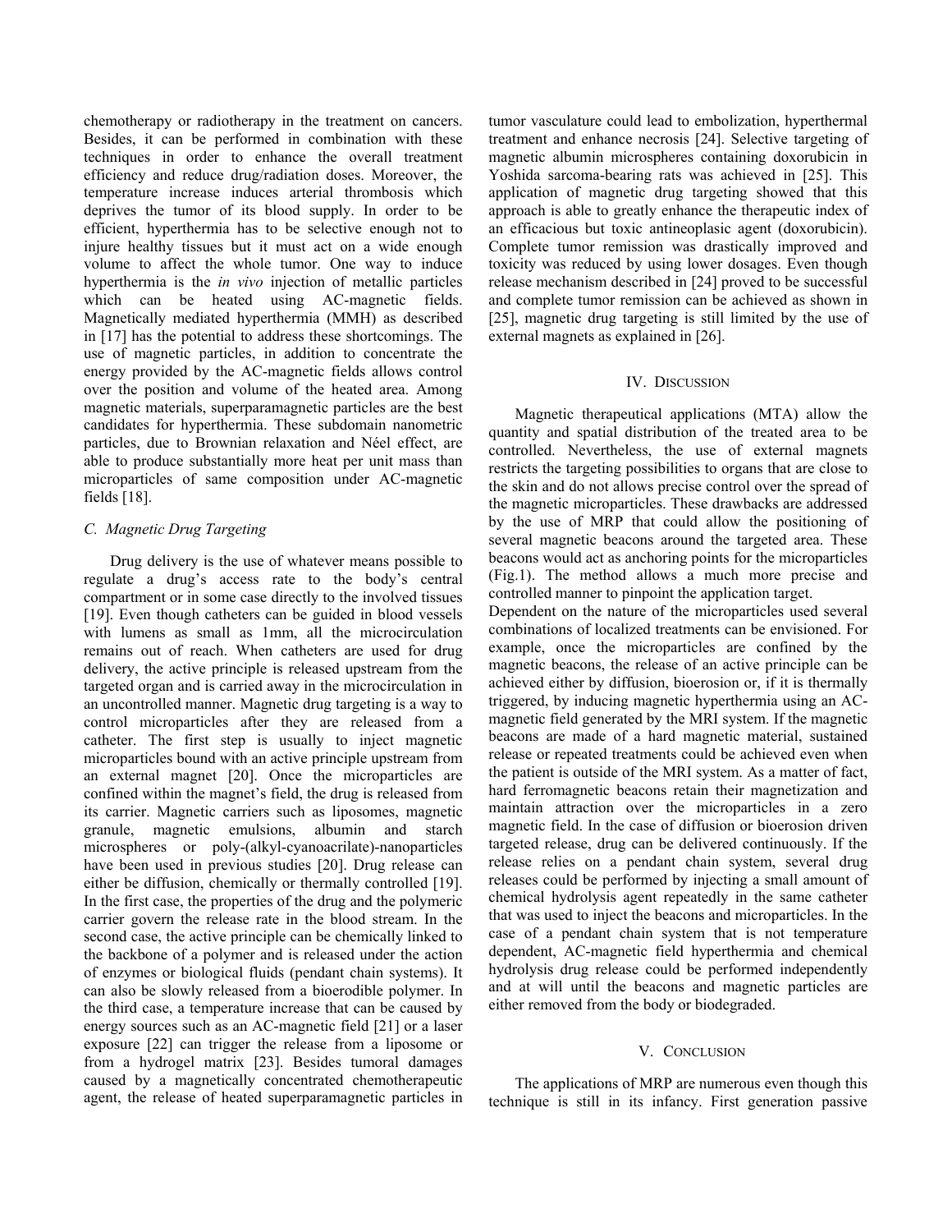chemotherapy or radiotherapy in the treatment on cancers. Besides, it can be performed in combination with these techniques in order to enhance the overall treatment efficiency and reduce drug/radiation doses. Moreover, the temperature increase induces arterial thrombosis which deprives the tumor of its blood supply. In order to be efficient, hyperthermia has to be selective enough not to injure healthy tissues but it must act on a wide enough volume to affect the whole tumor. One way to induce hyperthermia is the *in vivo* injection of metallic particles which can be heated using AC-magnetic fields. Magnetically mediated hyperthermia (MMH) as described in [17] has the potential to address these shortcomings. The use of magnetic particles, in addition to concentrate the energy provided by the AC-magnetic fields allows control over the position and volume of the heated area. Among magnetic materials, superparamagnetic particles are the best candidates for hyperthermia. These subdomain nanometric particles, due to Brownian relaxation and Néel effect, are able to produce substantially more heat per unit mass than microparticles of same composition under AC-magnetic fields [18].

### C. Magnetic Drug Targeting

Drug delivery is the use of whatever means possible to regulate a drug's access rate to the body's central compartment or in some case directly to the involved tissues [19]. Even though catheters can be guided in blood vessels with lumens as small as 1mm, all the microcirculation remains out of reach. When catheters are used for drug delivery, the active principle is released upstream from the targeted organ and is carried away in the microcirculation in an uncontrolled manner. Magnetic drug targeting is a way to control microparticles after they are released from a catheter. The first step is usually to inject magnetic microparticles bound with an active principle upstream from an external magnet [20]. Once the microparticles are confined within the magnet's field, the drug is released from its carrier. Magnetic carriers such as liposomes, magnetic granule, magnetic emulsions, albumin and starch microspheres or poly-(alkyl-cyanoacrilate)-nanoparticles have been used in previous studies [20]. Drug release can either be diffusion, chemically or thermally controlled [19]. In the first case, the properties of the drug and the polymeric carrier govern the release rate in the blood stream. In the second case, the active principle can be chemically linked to the backbone of a polymer and is released under the action of enzymes or biological fluids (pendant chain systems). It can also be slowly released from a bioerodible polymer. In the third case, a temperature increase that can be caused by energy sources such as an AC-magnetic field [21] or a laser exposure [22] can trigger the release from a liposome or from a hydrogel matrix [23]. Besides tumoral damages caused by a magnetically concentrated chemotherapeutic agent, the release of heated superparamagnetic particles in tumor vasculature could lead to embolization, hyperthermal treatment and enhance necrosis [24]. Selective targeting of magnetic albumin microspheres containing doxorubicin in Yoshida sarcoma-bearing rats was achieved in [25]. This application of magnetic drug targeting showed that this approach is able to greatly enhance the therapeutic index of an efficacious but toxic antineoplasic agent (doxorubicin). Complete tumor remission was drastically improved and toxicity was reduced by using lower dosages. Even though release mechanism described in [24] proved to be successful and complete tumor remission can be achieved as shown in [25], magnetic drug targeting is still limited by the use of external magnets as explained in [26].

## IV. Discussion

Magnetic therapeutical applications (MTA) allow the quantity and spatial distribution of the treated area to be controlled. Nevertheless, the use of external magnets restricts the targeting possibilities to organs that are close to the skin and do not allows precise control over the spread of the magnetic microparticles. These drawbacks are addressed by the use of MRP that could allow the positioning of several magnetic beacons around the targeted area. These beacons would act as anchoring points for the microparticles (Fig.1). The method allows a much more precise and controlled manner to pinpoint the application target.

Dependent on the nature of the microparticles used several combinations of localized treatments can be envisioned. For example, once the microparticles are confined by the magnetic beacons, the release of an active principle can be achieved either by diffusion, bioerosion or, if it is thermally triggered, by inducing magnetic hyperthermia using an AC-magnetic field generated by the MRI system. If the magnetic beacons are made of a hard magnetic material, sustained release or repeated treatments could be achieved even when the patient is outside of the MRI system. As a matter of fact, hard ferromagnetic beacons retain their magnetization and maintain attraction over the microparticles in a zero magnetic field. In the case of diffusion or bioerosion driven targeted release, drug can be delivered continuously. If the release relies on a pendant chain system, several drug releases could be performed by injecting a small amount of chemical hydrolysis agent repeatedly in the same catheter that was used to inject the beacons and microparticles. In the case of a pendant chain system that is not temperature dependent, AC-magnetic field hyperthermia and chemical hydrolysis drug release could be performed independently and at will until the beacons and magnetic particles are either removed from the body or biodegraded.

## V. Conclusion

The applications of MRP are numerous even though this technique is still in its infancy. First generation passive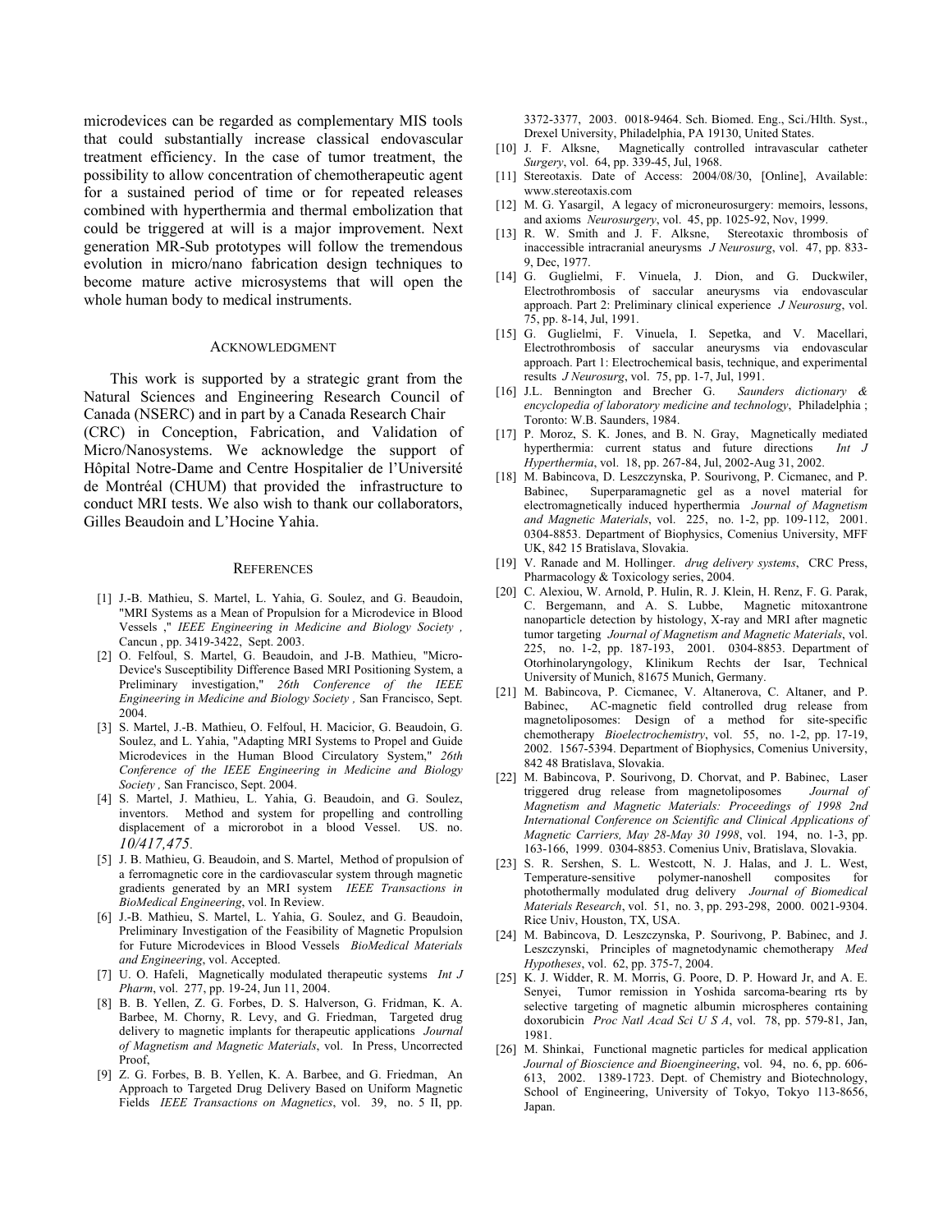microdevices can be regarded as complementary MIS tools that could substantially increase classical endovascular treatment efficiency. In the case of tumor treatment, the possibility to allow concentration of chemotherapeutic agent for a sustained period of time or for repeated releases combined with hyperthermia and thermal embolization that could be triggered at will is a major improvement. Next generation MR-Sub prototypes will follow the tremendous evolution in micro/nano fabrication design techniques to become mature active microsystems that will open the whole human body to medical instruments.

## Acknowledgment

This work is supported by a strategic grant from the Natural Sciences and Engineering Research Council of Canada (NSERC) and in part by a Canada Research Chair (CRC) in Conception, Fabrication, and Validation of Micro/Nanosystems. We acknowledge the support of Hôpital Notre-Dame and Centre Hospitalier de l'Université de Montréal (CHUM) that provided the infrastructure to conduct MRI tests. We also wish to thank our collaborators, Gilles Beaudoin and L'Hocine Yahia.

## References

[1] J.-B. Mathieu, S. Martel, L. Yahia, G. Soulez, and G. Beaudoin, "MRI Systems as a Mean of Propulsion for a Microdevice in Blood Vessels ," *IEEE Engineering in Medicine and Biology Society ,* Cancun , pp. 3419-3422, Sept. 2003.

[2] O. Felfoul, S. Martel, G. Beaudoin, and J-B. Mathieu, "Micro-Device's Susceptibility Difference Based MRI Positioning System, a Preliminary investigation," *26th Conference of the IEEE Engineering in Medicine and Biology Society ,* San Francisco, Sept. 2004.

[3] S. Martel, J.-B. Mathieu, O. Felfoul, H. Macicior, G. Beaudoin, G. Soulez, and L. Yahia, "Adapting MRI Systems to Propel and Guide Microdevices in the Human Blood Circulatory System," *26th Conference of the IEEE Engineering in Medicine and Biology Society ,* San Francisco, Sept. 2004.

[4] S. Martel, J. Mathieu, L. Yahia, G. Beaudoin, and G. Soulez, inventors. Method and system for propelling and controlling displacement of a microrobot in a blood Vessel. US. no. *10/417,475*.

[5] J. B. Mathieu, G. Beaudoin, and S. Martel, Method of propulsion of a ferromagnetic core in the cardiovascular system through magnetic gradients generated by an MRI system *IEEE Transactions in BioMedical Engineering*, vol. In Review.

[6] J.-B. Mathieu, S. Martel, L. Yahia, G. Soulez, and G. Beaudoin, Preliminary Investigation of the Feasibility of Magnetic Propulsion for Future Microdevices in Blood Vessels *BioMedical Materials and Engineering*, vol. Accepted.

[7] U. O. Hafeli, Magnetically modulated therapeutic systems *Int J Pharm*, vol. 277, pp. 19-24, Jun 11, 2004.

[8] B. B. Yellen, Z. G. Forbes, D. S. Halverson, G. Fridman, K. A. Barbee, M. Chorny, R. Levy, and G. Friedman, Targeted drug delivery to magnetic implants for therapeutic applications *Journal of Magnetism and Magnetic Materials*, vol. In Press, Uncorrected Proof,

[9] Z. G. Forbes, B. B. Yellen, K. A. Barbee, and G. Friedman, An Approach to Targeted Drug Delivery Based on Uniform Magnetic Fields *IEEE Transactions on Magnetics*, vol. 39, no. 5 II, pp. 3372-3377, 2003. 0018-9464. Sch. Biomed. Eng., Sci./Hlth. Syst., Drexel University, Philadelphia, PA 19130, United States.

[10] J. F. Alksne, Magnetically controlled intravascular catheter *Surgery*, vol. 64, pp. 339-45, Jul, 1968.

[11] Stereotaxis. Date of Access: 2004/08/30, [Online], Available: www.stereotaxis.com

[12] M. G. Yasargil, A legacy of microneurosurgery: memoirs, lessons, and axioms *Neurosurgery*, vol. 45, pp. 1025-92, Nov, 1999.

[13] R. W. Smith and J. F. Alksne, Stereotaxic thrombosis of inaccessible intracranial aneurysms *J Neurosurg*, vol. 47, pp. 833-9, Dec, 1977.

[14] G. Guglielmi, F. Vinuela, J. Dion, and G. Duckwiler, Electrothrombosis of saccular aneurysms via endovascular approach. Part 2: Preliminary clinical experience *J Neurosurg*, vol. 75, pp. 8-14, Jul, 1991.

[15] G. Guglielmi, F. Vinuela, I. Sepetka, and V. Macellari, Electrothrombosis of saccular aneurysms via endovascular approach. Part 1: Electrochemical basis, technique, and experimental results *J Neurosurg*, vol. 75, pp. 1-7, Jul, 1991.

[16] J.L. Bennington and Brecher G. *Saunders dictionary & encyclopedia of laboratory medicine and technology*, Philadelphia ; Toronto: W.B. Saunders, 1984.

[17] P. Moroz, S. K. Jones, and B. N. Gray, Magnetically mediated hyperthermia: current status and future directions *Int J Hyperthermia*, vol. 18, pp. 267-84, Jul, 2002-Aug 31, 2002.

[18] M. Babincova, D. Leszczynska, P. Sourivong, P. Cicmanec, and P. Babinec, Superparamagnetic gel as a novel material for electromagnetically induced hyperthermia *Journal of Magnetism and Magnetic Materials*, vol. 225, no. 1-2, pp. 109-112, 2001. 0304-8853. Department of Biophysics, Comenius University, MFF UK, 842 15 Bratislava, Slovakia.

[19] V. Ranade and M. Hollinger. *drug delivery systems*, CRC Press, Pharmacology & Toxicology series, 2004.

[20] C. Alexiou, W. Arnold, P. Hulin, R. J. Klein, H. Renz, F. G. Parak, C. Bergemann, and A. S. Lubbe, Magnetic mitoxantrone nanoparticle detection by histology, X-ray and MRI after magnetic tumor targeting *Journal of Magnetism and Magnetic Materials*, vol. 225, no. 1-2, pp. 187-193, 2001. 0304-8853. Department of Otorhinolaryngology, Klinikum Rechts der Isar, Technical University of Munich, 81675 Munich, Germany.

[21] M. Babincova, P. Cicmanec, V. Altanerova, C. Altaner, and P. Babinec, AC-magnetic field controlled drug release from magnetoliposomes: Design of a method for site-specific chemotherapy *Bioelectrochemistry*, vol. 55, no. 1-2, pp. 17-19, 2002. 1567-5394. Department of Biophysics, Comenius University, 842 48 Bratislava, Slovakia.

[22] M. Babincova, P. Sourivong, D. Chorvat, and P. Babinec, Laser triggered drug release from magnetoliposomes *Journal of Magnetism and Magnetic Materials: Proceedings of 1998 2nd International Conference on Scientific and Clinical Applications of Magnetic Carriers, May 28-May 30 1998*, vol. 194, no. 1-3, pp. 163-166, 1999. 0304-8853. Comenius Univ, Bratislava, Slovakia.

[23] S. R. Sershen, S. L. Westcott, N. J. Halas, and J. L. West, Temperature-sensitive polymer-nanoshell composites for photothermally modulated drug delivery *Journal of Biomedical Materials Research*, vol. 51, no. 3, pp. 293-298, 2000. 0021-9304. Rice Univ, Houston, TX, USA.

[24] M. Babincova, D. Leszczynska, P. Sourivong, P. Babinec, and J. Leszczynski, Principles of magnetodynamic chemotherapy *Med Hypotheses*, vol. 62, pp. 375-7, 2004.

[25] K. J. Widder, R. M. Morris, G. Poore, D. P. Howard Jr, and A. E. Senyei, Tumor remission in Yoshida sarcoma-bearing rts by selective targeting of magnetic albumin microspheres containing doxorubicin *Proc Natl Acad Sci U S A*, vol. 78, pp. 579-81, Jan, 1981.

[26] M. Shinkai, Functional magnetic particles for medical application *Journal of Bioscience and Bioengineering*, vol. 94, no. 6, pp. 606-613, 2002. 1389-1723. Dept. of Chemistry and Biotechnology, School of Engineering, University of Tokyo, Tokyo 113-8656, Japan.